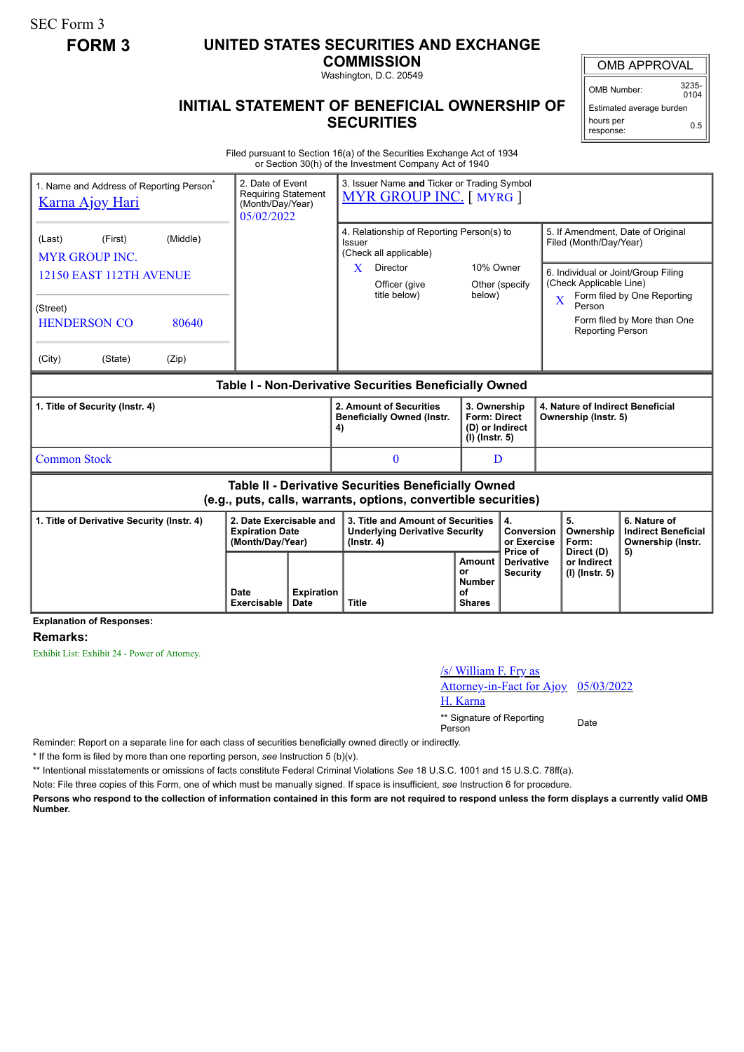SEC Form 3

**FORM 3**

# UNITED STATES SECURITIES AND EXCHANGE COMMISSION

Washington, D.C. 20549

## INITIAL STATEMENT OF BENEFICIAL OWNERSHIP OF SECURITIES

| OMB APPROVAL | |
|---|---|
| OMB Number: | 3235-0104 |
| Estimated average burden hours per response: | 0.5 |

Filed pursuant to Section 16(a) of the Securities Exchange Act of 1934 or Section 30(h) of the Investment Company Act of 1940

| 1. Name and Address of Reporting Person* | 2. Date of Event Requiring Statement (Month/Day/Year) | 3. Issuer Name and Ticker or Trading Symbol |
|---|---|---|
| Karna Ajoy Hari<br>(Last) (First) (Middle)<br>MYR GROUP INC.<br>12150 EAST 112TH AVENUE<br>(Street)<br>HENDERSON CO 80640<br>(City) (State) (Zip) | 05/02/2022 | MYR GROUP INC. [ MYRG ] |

4. Relationship of Reporting Person(s) to Issuer (Check all applicable)
- X Director
- 10% Owner
- Officer (give title below)
- Other (specify below)

5. If Amendment, Date of Original Filed (Month/Day/Year)

6. Individual or Joint/Group Filing (Check Applicable Line)
- X Form filed by One Reporting Person
- Form filed by More than One Reporting Person

### Table I - Non-Derivative Securities Beneficially Owned

| 1. Title of Security (Instr. 4) | 2. Amount of Securities Beneficially Owned (Instr. 4) | 3. Ownership Form: Direct (D) or Indirect (I) (Instr. 5) | 4. Nature of Indirect Beneficial Ownership (Instr. 5) |
|---|---|---|---|
| Common Stock | 0 | D | |

### Table II - Derivative Securities Beneficially Owned (e.g., puts, calls, warrants, options, convertible securities)

| 1. Title of Derivative Security (Instr. 4) | 2. Date Exercisable and Expiration Date (Month/Day/Year) | | 3. Title and Amount of Securities Underlying Derivative Security (Instr. 4) | | 4. Conversion or Exercise Price of Derivative Security | 5. Ownership Form: Direct (D) or Indirect (I) (Instr. 5) | 6. Nature of Indirect Beneficial Ownership (Instr. 5) |
|---|---|---|---|---|---|---|---|
| | Date Exercisable | Expiration Date | Title | Amount or Number of Shares | | | |

**Explanation of Responses:**

**Remarks:**

Exhibit List: Exhibit 24 - Power of Attorney.

| /s/ William F. Fry as Attorney-in-Fact for Ajoy H. Karna | 05/03/2022 |
|---|---|
| ** Signature of Reporting Person | Date |

Reminder: Report on a separate line for each class of securities beneficially owned directly or indirectly.

\* If the form is filed by more than one reporting person, *see* Instruction 5 (b)(v).

\*\* Intentional misstatements or omissions of facts constitute Federal Criminal Violations *See* 18 U.S.C. 1001 and 15 U.S.C. 78ff(a).

Note: File three copies of this Form, one of which must be manually signed. If space is insufficient, *see* Instruction 6 for procedure.

**Persons who respond to the collection of information contained in this form are not required to respond unless the form displays a currently valid OMB Number.**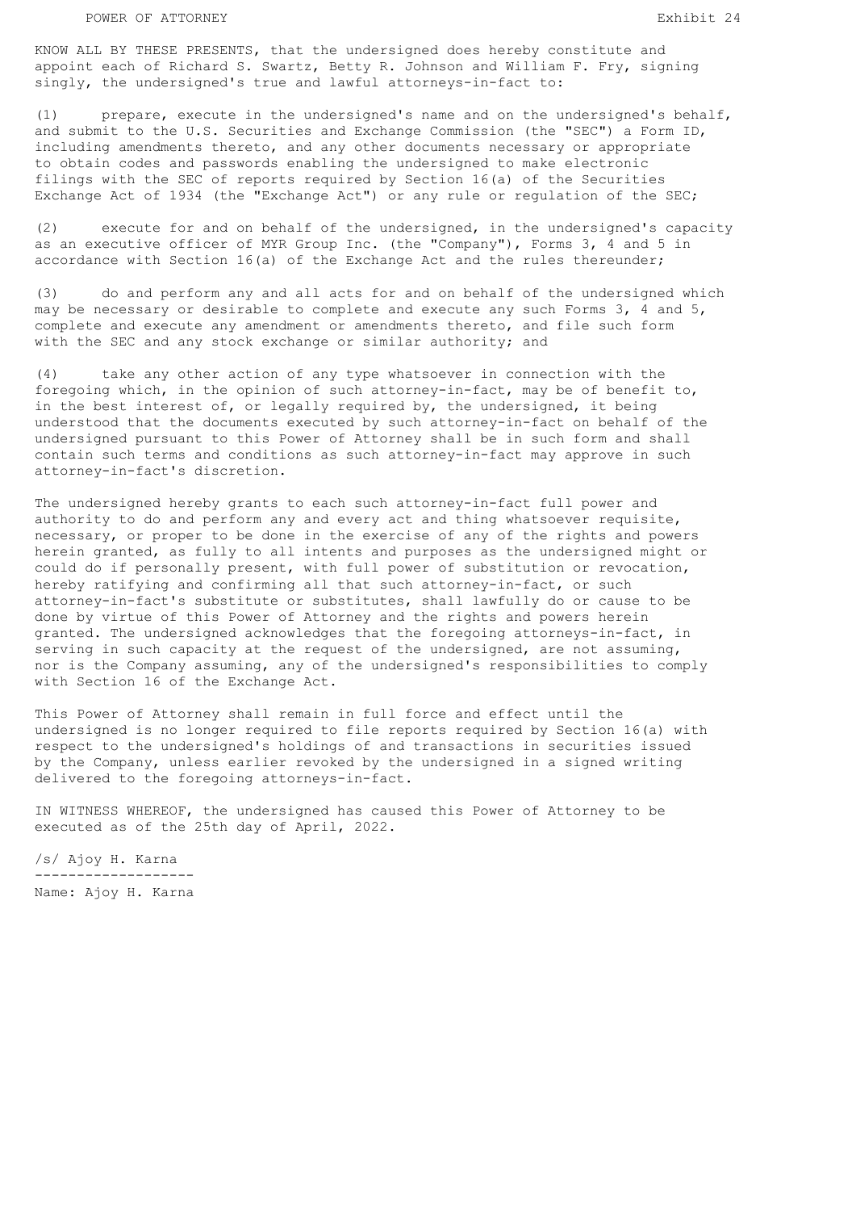POWER OF ATTORNEY Exhibit 24

KNOW ALL BY THESE PRESENTS, that the undersigned does hereby constitute and appoint each of Richard S. Swartz, Betty R. Johnson and William F. Fry, signing singly, the undersigned's true and lawful attorneys-in-fact to:

(1) prepare, execute in the undersigned's name and on the undersigned's behalf, and submit to the U.S. Securities and Exchange Commission (the "SEC") a Form ID, including amendments thereto, and any other documents necessary or appropriate to obtain codes and passwords enabling the undersigned to make electronic filings with the SEC of reports required by Section 16(a) of the Securities Exchange Act of 1934 (the "Exchange Act") or any rule or regulation of the SEC;

(2) execute for and on behalf of the undersigned, in the undersigned's capacity as an executive officer of MYR Group Inc. (the "Company"), Forms 3, 4 and 5 in accordance with Section 16(a) of the Exchange Act and the rules thereunder;

(3) do and perform any and all acts for and on behalf of the undersigned which may be necessary or desirable to complete and execute any such Forms 3, 4 and 5, complete and execute any amendment or amendments thereto, and file such form with the SEC and any stock exchange or similar authority; and

(4) take any other action of any type whatsoever in connection with the foregoing which, in the opinion of such attorney-in-fact, may be of benefit to, in the best interest of, or legally required by, the undersigned, it being understood that the documents executed by such attorney-in-fact on behalf of the undersigned pursuant to this Power of Attorney shall be in such form and shall contain such terms and conditions as such attorney-in-fact may approve in such attorney-in-fact's discretion.

The undersigned hereby grants to each such attorney-in-fact full power and authority to do and perform any and every act and thing whatsoever requisite, necessary, or proper to be done in the exercise of any of the rights and powers herein granted, as fully to all intents and purposes as the undersigned might or could do if personally present, with full power of substitution or revocation, hereby ratifying and confirming all that such attorney-in-fact, or such attorney-in-fact's substitute or substitutes, shall lawfully do or cause to be done by virtue of this Power of Attorney and the rights and powers herein granted. The undersigned acknowledges that the foregoing attorneys-in-fact, in serving in such capacity at the request of the undersigned, are not assuming, nor is the Company assuming, any of the undersigned's responsibilities to comply with Section 16 of the Exchange Act.

This Power of Attorney shall remain in full force and effect until the undersigned is no longer required to file reports required by Section 16(a) with respect to the undersigned's holdings of and transactions in securities issued by the Company, unless earlier revoked by the undersigned in a signed writing delivered to the foregoing attorneys-in-fact.

IN WITNESS WHEREOF, the undersigned has caused this Power of Attorney to be executed as of the 25th day of April, 2022.

/s/ Ajoy H. Karna

-------------------

Name: Ajoy H. Karna